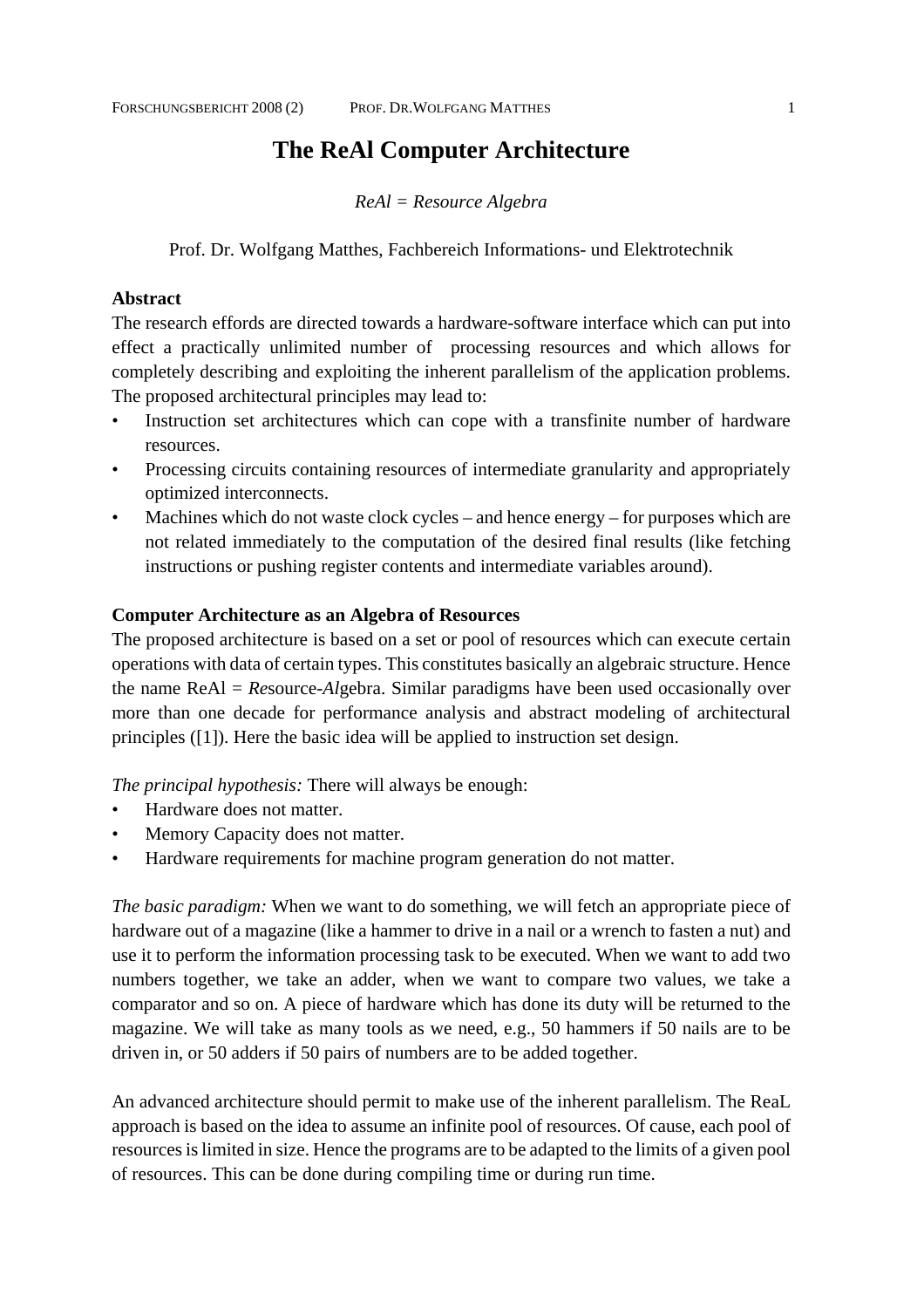# The ReAl Computer Architecture

*ReAl = Resource Algebra*

Prof. Dr. Wolfgang Matthes, Fachbereich Informations- und Elektrotechnik

**Abstract**

The research effords are directed towards a hardware-software interface which can put into effect a practically unlimited number of processing resources and which allows for completely describing and exploiting the inherent parallelism of the application problems. The proposed architectural principles may lead to:

- Instruction set architectures which can cope with a transfinite number of hardware resources.
- Processing circuits containing resources of intermediate granularity and appropriately optimized interconnects.
- Machines which do not waste clock cycles – and hence energy – for purposes which are not related immediately to the computation of the desired final results (like fetching instructions or pushing register contents and intermediate variables around).

**Computer Architecture as an Algebra of Resources**

The proposed architecture is based on a set or pool of resources which can execute certain operations with data of certain types. This constitutes basically an algebraic structure. Hence the name ReAl = *Re*source-*Al*gebra. Similar paradigms have been used occasionally over more than one decade for performance analysis and abstract modeling of architectural principles ([1]). Here the basic idea will be applied to instruction set design.

*The principal hypothesis:* There will always be enough:

- Hardware does not matter.
- Memory Capacity does not matter.
- Hardware requirements for machine program generation do not matter.

*The basic paradigm:* When we want to do something, we will fetch an appropriate piece of hardware out of a magazine (like a hammer to drive in a nail or a wrench to fasten a nut) and use it to perform the information processing task to be executed. When we want to add two numbers together, we take an adder, when we want to compare two values, we take a comparator and so on. A piece of hardware which has done its duty will be returned to the magazine. We will take as many tools as we need, e.g., 50 hammers if 50 nails are to be driven in, or 50 adders if 50 pairs of numbers are to be added together.

An advanced architecture should permit to make use of the inherent parallelism. The ReaL approach is based on the idea to assume an infinite pool of resources. Of cause, each pool of resources is limited in size. Hence the programs are to be adapted to the limits of a given pool of resources. This can be done during compiling time or during run time.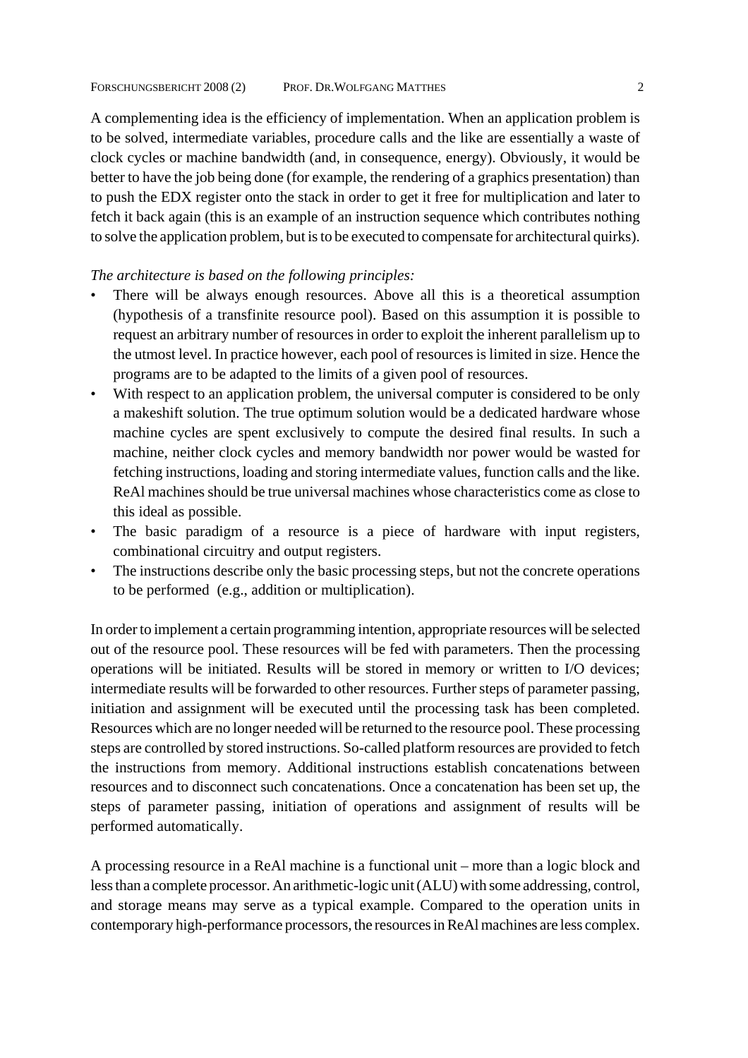A complementing idea is the efficiency of implementation. When an application problem is to be solved, intermediate variables, procedure calls and the like are essentially a waste of clock cycles or machine bandwidth (and, in consequence, energy). Obviously, it would be better to have the job being done (for example, the rendering of a graphics presentation) than to push the EDX register onto the stack in order to get it free for multiplication and later to fetch it back again (this is an example of an instruction sequence which contributes nothing to solve the application problem, but is to be executed to compensate for architectural quirks).

*The architecture is based on the following principles:*

- There will be always enough resources. Above all this is a theoretical assumption (hypothesis of a transfinite resource pool). Based on this assumption it is possible to request an arbitrary number of resources in order to exploit the inherent parallelism up to the utmost level. In practice however, each pool of resources is limited in size. Hence the programs are to be adapted to the limits of a given pool of resources.
- With respect to an application problem, the universal computer is considered to be only a makeshift solution. The true optimum solution would be a dedicated hardware whose machine cycles are spent exclusively to compute the desired final results. In such a machine, neither clock cycles and memory bandwidth nor power would be wasted for fetching instructions, loading and storing intermediate values, function calls and the like. ReAl machines should be true universal machines whose characteristics come as close to this ideal as possible.
- The basic paradigm of a resource is a piece of hardware with input registers, combinational circuitry and output registers.
- The instructions describe only the basic processing steps, but not the concrete operations to be performed (e.g., addition or multiplication).

In order to implement a certain programming intention, appropriate resources will be selected out of the resource pool. These resources will be fed with parameters. Then the processing operations will be initiated. Results will be stored in memory or written to I/O devices; intermediate results will be forwarded to other resources. Further steps of parameter passing, initiation and assignment will be executed until the processing task has been completed. Resources which are no longer needed will be returned to the resource pool. These processing steps are controlled by stored instructions. So-called platform resources are provided to fetch the instructions from memory. Additional instructions establish concatenations between resources and to disconnect such concatenations. Once a concatenation has been set up, the steps of parameter passing, initiation of operations and assignment of results will be performed automatically.

A processing resource in a ReAl machine is a functional unit – more than a logic block and less than a complete processor. An arithmetic-logic unit (ALU) with some addressing, control, and storage means may serve as a typical example. Compared to the operation units in contemporary high-performance processors, the resources in ReAl machines are less complex.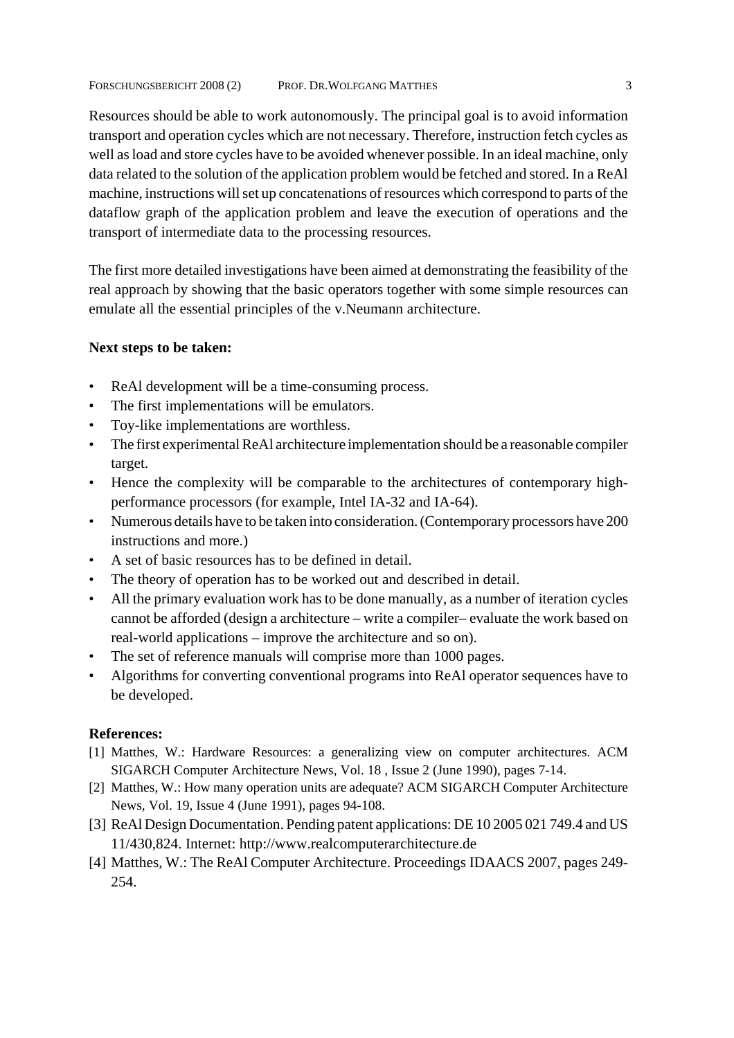Resources should be able to work autonomously. The principal goal is to avoid information transport and operation cycles which are not necessary. Therefore, instruction fetch cycles as well as load and store cycles have to be avoided whenever possible. In an ideal machine, only data related to the solution of the application problem would be fetched and stored. In a ReAl machine, instructions will set up concatenations of resources which correspond to parts of the dataflow graph of the application problem and leave the execution of operations and the transport of intermediate data to the processing resources.

The first more detailed investigations have been aimed at demonstrating the feasibility of the real approach by showing that the basic operators together with some simple resources can emulate all the essential principles of the v.Neumann architecture.

**Next steps to be taken:**

- ReAl development will be a time-consuming process.
- The first implementations will be emulators.
- Toy-like implementations are worthless.
- The first experimental ReAl architecture implementation should be a reasonable compiler target.
- Hence the complexity will be comparable to the architectures of contemporary high-performance processors (for example, Intel IA-32 and IA-64).
- Numerous details have to be taken into consideration. (Contemporary processors have 200 instructions and more.)
- A set of basic resources has to be defined in detail.
- The theory of operation has to be worked out and described in detail.
- All the primary evaluation work has to be done manually, as a number of iteration cycles cannot be afforded (design a architecture – write a compiler– evaluate the work based on real-world applications – improve the architecture and so on).
- The set of reference manuals will comprise more than 1000 pages.
- Algorithms for converting conventional programs into ReAl operator sequences have to be developed.

**References:**

[1] Matthes, W.: Hardware Resources: a generalizing view on computer architectures. ACM SIGARCH Computer Architecture News, Vol. 18 , Issue 2 (June 1990), pages 7-14.

[2] Matthes, W.: How many operation units are adequate? ACM SIGARCH Computer Architecture News, Vol. 19, Issue 4 (June 1991), pages 94-108.

[3] ReAl Design Documentation. Pending patent applications: DE 10 2005 021 749.4 and US 11/430,824. Internet: http://www.realcomputerarchitecture.de

[4] Matthes, W.: The ReAl Computer Architecture. Proceedings IDAACS 2007, pages 249-254.